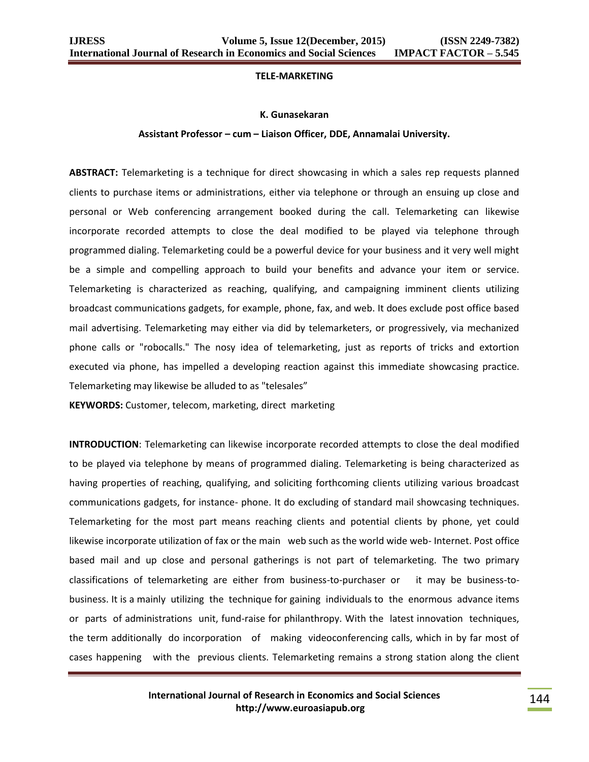# TELE-MARKETING

**K. Gunasekaran**

**Assistant Professor – cum – Liaison Officer, DDE, Annamalai University.**

**ABSTRACT:** Telemarketing is a technique for direct showcasing in which a sales rep requests planned clients to purchase items or administrations, either via telephone or through an ensuing up close and personal or Web conferencing arrangement booked during the call. Telemarketing can likewise incorporate recorded attempts to close the deal modified to be played via telephone through programmed dialing. Telemarketing could be a powerful device for your business and it very well might be a simple and compelling approach to build your benefits and advance your item or service. Telemarketing is characterized as reaching, qualifying, and campaigning imminent clients utilizing broadcast communications gadgets, for example, phone, fax, and web. It does exclude post office based mail advertising. Telemarketing may either via did by telemarketers, or progressively, via mechanized phone calls or "robocalls." The nosy idea of telemarketing, just as reports of tricks and extortion executed via phone, has impelled a developing reaction against this immediate showcasing practice. Telemarketing may likewise be alluded to as "telesales"

**KEYWORDS:** Customer, telecom, marketing, direct marketing

**INTRODUCTION**: Telemarketing can likewise incorporate recorded attempts to close the deal modified to be played via telephone by means of programmed dialing. Telemarketing is being characterized as having properties of reaching, qualifying, and soliciting forthcoming clients utilizing various broadcast communications gadgets, for instance- phone. It do excluding of standard mail showcasing techniques. Telemarketing for the most part means reaching clients and potential clients by phone, yet could likewise incorporate utilization of fax or the main web such as the world wide web- Internet. Post office based mail and up close and personal gatherings is not part of telemarketing. The two primary classifications of telemarketing are either from business-to-purchaser or it may be business-to-business. It is a mainly utilizing the technique for gaining individuals to the enormous advance items or parts of administrations unit, fund-raise for philanthropy. With the latest innovation techniques, the term additionally do incorporation of making videoconferencing calls, which in by far most of cases happening with the previous clients. Telemarketing remains a strong station along the client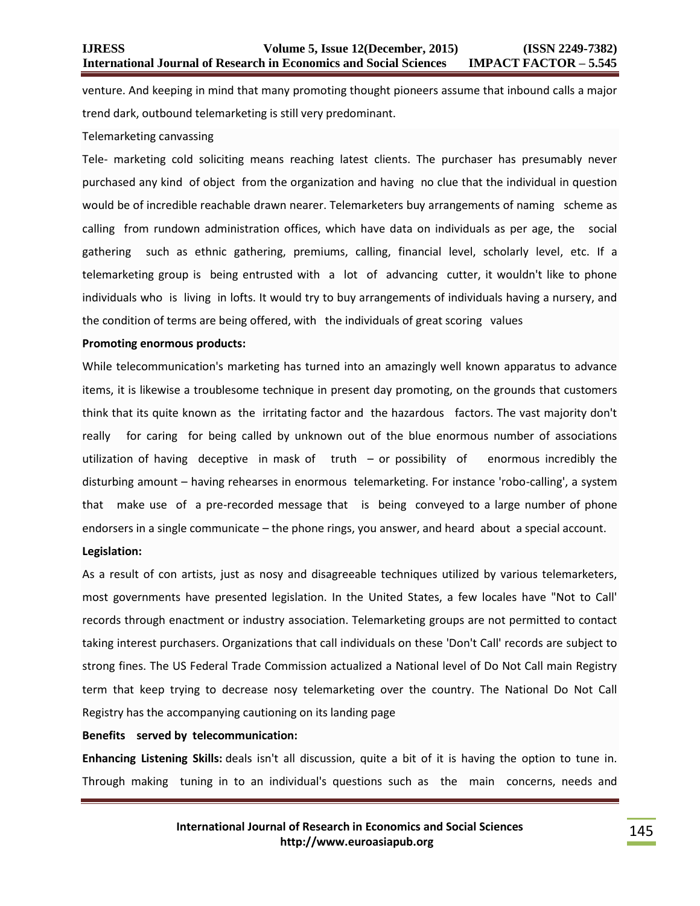venture. And keeping in mind that many promoting thought pioneers assume that inbound calls a major trend dark, outbound telemarketing is still very predominant.

Telemarketing canvassing

Tele- marketing cold soliciting means reaching latest clients. The purchaser has presumably never purchased any kind of object from the organization and having no clue that the individual in question would be of incredible reachable drawn nearer. Telemarketers buy arrangements of naming scheme as calling from rundown administration offices, which have data on individuals as per age, the social gathering such as ethnic gathering, premiums, calling, financial level, scholarly level, etc. If a telemarketing group is being entrusted with a lot of advancing cutter, it wouldn't like to phone individuals who is living in lofts. It would try to buy arrangements of individuals having a nursery, and the condition of terms are being offered, with the individuals of great scoring values

**Promoting enormous products:**

While telecommunication's marketing has turned into an amazingly well known apparatus to advance items, it is likewise a troublesome technique in present day promoting, on the grounds that customers think that its quite known as the irritating factor and the hazardous factors. The vast majority don't really for caring for being called by unknown out of the blue enormous number of associations utilization of having deceptive in mask of truth – or possibility of enormous incredibly the disturbing amount – having rehearses in enormous telemarketing. For instance 'robo-calling', a system that make use of a pre-recorded message that is being conveyed to a large number of phone endorsers in a single communicate – the phone rings, you answer, and heard about a special account.

**Legislation:**

As a result of con artists, just as nosy and disagreeable techniques utilized by various telemarketers, most governments have presented legislation. In the United States, a few locales have "Not to Call' records through enactment or industry association. Telemarketing groups are not permitted to contact taking interest purchasers. Organizations that call individuals on these 'Don't Call' records are subject to strong fines. The US Federal Trade Commission actualized a National level of Do Not Call main Registry term that keep trying to decrease nosy telemarketing over the country. The National Do Not Call Registry has the accompanying cautioning on its landing page

**Benefits served by telecommunication:**

**Enhancing Listening Skills:** deals isn't all discussion, quite a bit of it is having the option to tune in. Through making tuning in to an individual's questions such as the main concerns, needs and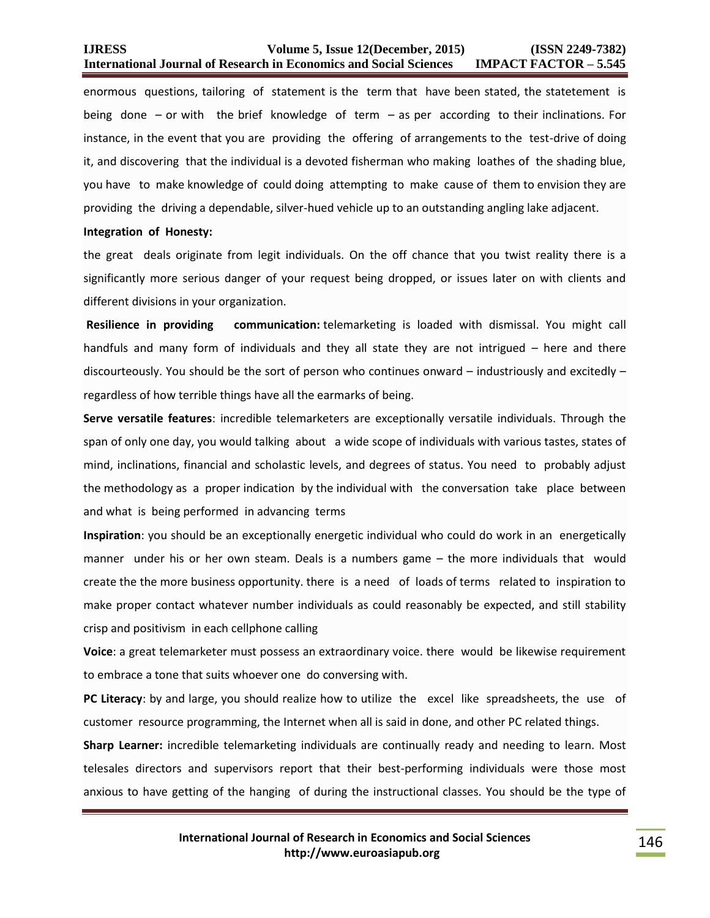enormous questions, tailoring of statement is the term that have been stated, the statetement is being done – or with the brief knowledge of term – as per according to their inclinations. For instance, in the event that you are providing the offering of arrangements to the test-drive of doing it, and discovering that the individual is a devoted fisherman who making loathes of the shading blue, you have to make knowledge of could doing attempting to make cause of them to envision they are providing the driving a dependable, silver-hued vehicle up to an outstanding angling lake adjacent.

**Integration of Honesty:**

the great deals originate from legit individuals. On the off chance that you twist reality there is a significantly more serious danger of your request being dropped, or issues later on with clients and different divisions in your organization.

**Resilience in providing communication:** telemarketing is loaded with dismissal. You might call handfuls and many form of individuals and they all state they are not intrigued – here and there discourteously. You should be the sort of person who continues onward – industriously and excitedly – regardless of how terrible things have all the earmarks of being.

**Serve versatile features**: incredible telemarketers are exceptionally versatile individuals. Through the span of only one day, you would talking about a wide scope of individuals with various tastes, states of mind, inclinations, financial and scholastic levels, and degrees of status. You need to probably adjust the methodology as a proper indication by the individual with the conversation take place between and what is being performed in advancing terms

**Inspiration**: you should be an exceptionally energetic individual who could do work in an energetically manner under his or her own steam. Deals is a numbers game – the more individuals that would create the the more business opportunity. there is a need of loads of terms related to inspiration to make proper contact whatever number individuals as could reasonably be expected, and still stability crisp and positivism in each cellphone calling

**Voice**: a great telemarketer must possess an extraordinary voice. there would be likewise requirement to embrace a tone that suits whoever one do conversing with.

**PC Literacy**: by and large, you should realize how to utilize the excel like spreadsheets, the use of customer resource programming, the Internet when all is said in done, and other PC related things.

**Sharp Learner:** incredible telemarketing individuals are continually ready and needing to learn. Most telesales directors and supervisors report that their best-performing individuals were those most anxious to have getting of the hanging of during the instructional classes. You should be the type of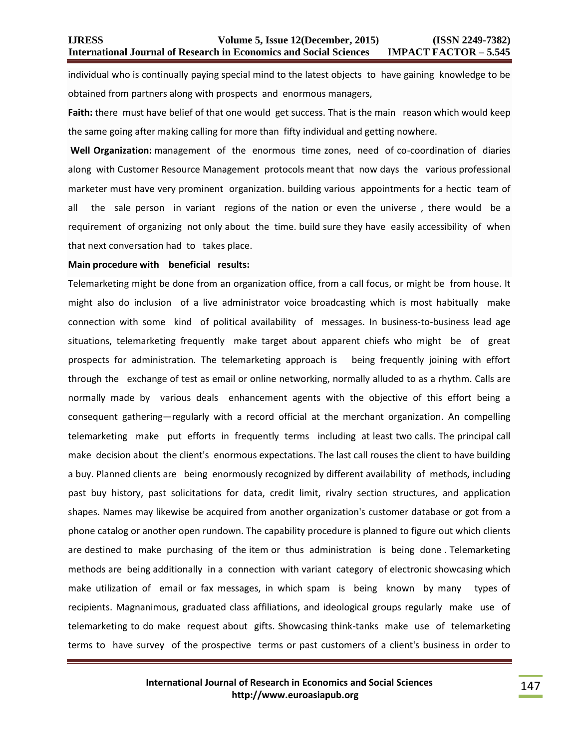individual who is continually paying special mind to the latest objects to have gaining knowledge to be obtained from partners along with prospects and enormous managers,

**Faith:** there must have belief of that one would get success. That is the main reason which would keep the same going after making calling for more than fifty individual and getting nowhere.

**Well Organization:** management of the enormous time zones, need of co-coordination of diaries along with Customer Resource Management protocols meant that now days the various professional marketer must have very prominent organization. building various appointments for a hectic team of all the sale person in variant regions of the nation or even the universe , there would be a requirement of organizing not only about the time. build sure they have easily accessibility of when that next conversation had to takes place.

**Main procedure with beneficial results:**

Telemarketing might be done from an organization office, from a call focus, or might be from house. It might also do inclusion of a live administrator voice broadcasting which is most habitually make connection with some kind of political availability of messages. In business-to-business lead age situations, telemarketing frequently make target about apparent chiefs who might be of great prospects for administration. The telemarketing approach is being frequently joining with effort through the exchange of test as email or online networking, normally alluded to as a rhythm. Calls are normally made by various deals enhancement agents with the objective of this effort being a consequent gathering—regularly with a record official at the merchant organization. An compelling telemarketing make put efforts in frequently terms including at least two calls. The principal call make decision about the client's enormous expectations. The last call rouses the client to have building a buy. Planned clients are being enormously recognized by different availability of methods, including past buy history, past solicitations for data, credit limit, rivalry section structures, and application shapes. Names may likewise be acquired from another organization's customer database or got from a phone catalog or another open rundown. The capability procedure is planned to figure out which clients are destined to make purchasing of the item or thus administration is being done . Telemarketing methods are being additionally in a connection with variant category of electronic showcasing which make utilization of email or fax messages, in which spam is being known by many types of recipients. Magnanimous, graduated class affiliations, and ideological groups regularly make use of telemarketing to do make request about gifts. Showcasing think-tanks make use of telemarketing terms to have survey of the prospective terms or past customers of a client's business in order to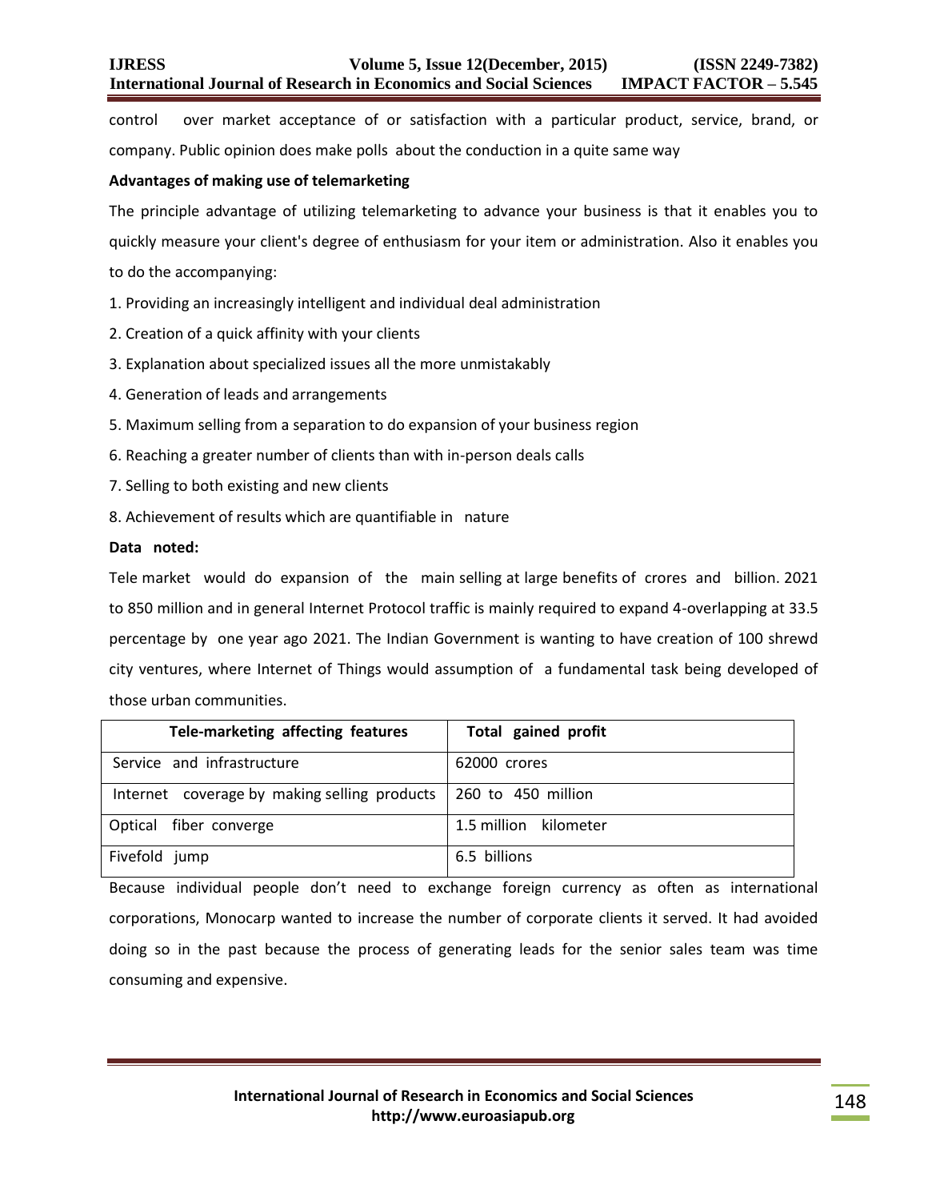control over market acceptance of or satisfaction with a particular product, service, brand, or company. Public opinion does make polls about the conduction in a quite same way

**Advantages of making use of telemarketing**

The principle advantage of utilizing telemarketing to advance your business is that it enables you to quickly measure your client's degree of enthusiasm for your item or administration. Also it enables you to do the accompanying:

1. Providing an increasingly intelligent and individual deal administration
2. Creation of a quick affinity with your clients
3. Explanation about specialized issues all the more unmistakably
4. Generation of leads and arrangements
5. Maximum selling from a separation to do expansion of your business region
6. Reaching a greater number of clients than with in-person deals calls
7. Selling to both existing and new clients
8. Achievement of results which are quantifiable in nature

**Data noted:**

Tele market would do expansion of the main selling at large benefits of crores and billion. 2021 to 850 million and in general Internet Protocol traffic is mainly required to expand 4-overlapping at 33.5 percentage by one year ago 2021. The Indian Government is wanting to have creation of 100 shrewd city ventures, where Internet of Things would assumption of a fundamental task being developed of those urban communities.

| Tele-marketing affecting features | Total gained profit |
|---|---|
| Service and infrastructure | 62000 crores |
| Internet coverage by making selling products | 260 to 450 million |
| Optical fiber converge | 1.5 million kilometer |
| Fivefold jump | 6.5 billions |

Because individual people don't need to exchange foreign currency as often as international corporations, Monocarp wanted to increase the number of corporate clients it served. It had avoided doing so in the past because the process of generating leads for the senior sales team was time consuming and expensive.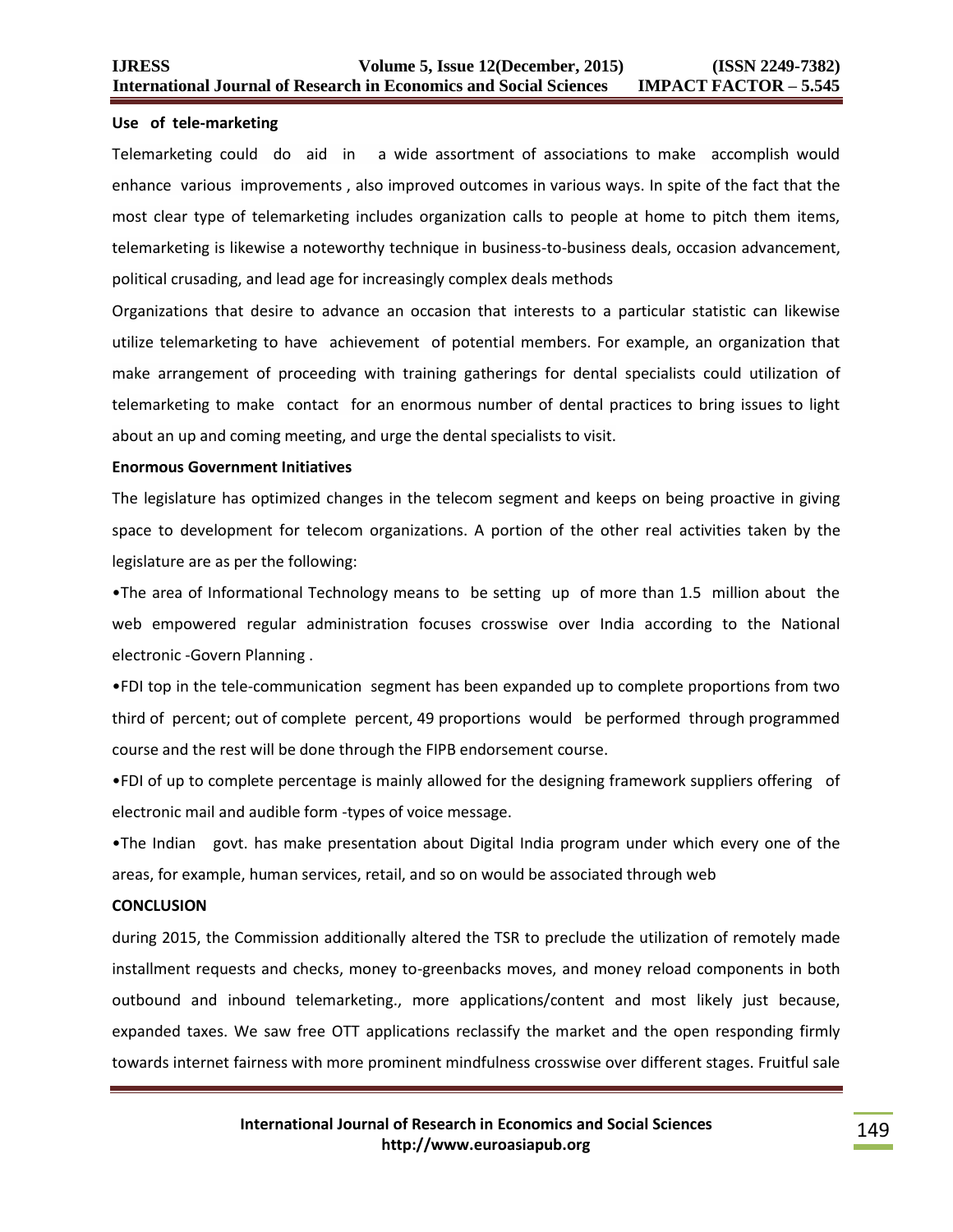**Use of tele-marketing**

Telemarketing could do aid in a wide assortment of associations to make accomplish would enhance various improvements , also improved outcomes in various ways. In spite of the fact that the most clear type of telemarketing includes organization calls to people at home to pitch them items, telemarketing is likewise a noteworthy technique in business-to-business deals, occasion advancement, political crusading, and lead age for increasingly complex deals methods

Organizations that desire to advance an occasion that interests to a particular statistic can likewise utilize telemarketing to have achievement of potential members. For example, an organization that make arrangement of proceeding with training gatherings for dental specialists could utilization of telemarketing to make contact for an enormous number of dental practices to bring issues to light about an up and coming meeting, and urge the dental specialists to visit.

**Enormous Government Initiatives**

The legislature has optimized changes in the telecom segment and keeps on being proactive in giving space to development for telecom organizations. A portion of the other real activities taken by the legislature are as per the following:

•The area of Informational Technology means to be setting up of more than 1.5 million about the web empowered regular administration focuses crosswise over India according to the National electronic -Govern Planning .

•FDI top in the tele-communication segment has been expanded up to complete proportions from two third of percent; out of complete percent, 49 proportions would be performed through programmed course and the rest will be done through the FIPB endorsement course.

•FDI of up to complete percentage is mainly allowed for the designing framework suppliers offering of electronic mail and audible form -types of voice message.

•The Indian govt. has make presentation about Digital India program under which every one of the areas, for example, human services, retail, and so on would be associated through web

**CONCLUSION**

during 2015, the Commission additionally altered the TSR to preclude the utilization of remotely made installment requests and checks, money to-greenbacks moves, and money reload components in both outbound and inbound telemarketing., more applications/content and most likely just because, expanded taxes. We saw free OTT applications reclassify the market and the open responding firmly towards internet fairness with more prominent mindfulness crosswise over different stages. Fruitful sale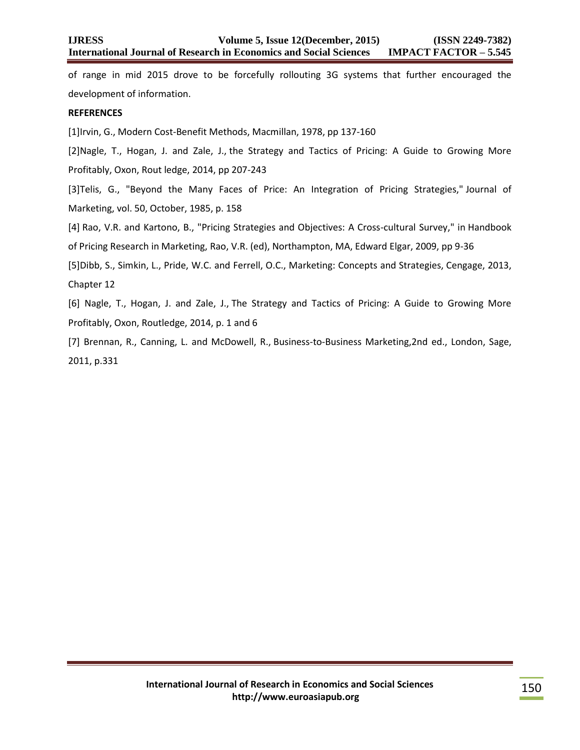of range in mid 2015 drove to be forcefully rollouting 3G systems that further encouraged the development of information.

**REFERENCES**

[1]Irvin, G., Modern Cost-Benefit Methods, Macmillan, 1978, pp 137-160

[2]Nagle, T., Hogan, J. and Zale, J., the Strategy and Tactics of Pricing: A Guide to Growing More Profitably, Oxon, Rout ledge, 2014, pp 207-243

[3]Telis, G., "Beyond the Many Faces of Price: An Integration of Pricing Strategies," Journal of Marketing, vol. 50, October, 1985, p. 158

[4] Rao, V.R. and Kartono, B., "Pricing Strategies and Objectives: A Cross-cultural Survey," in Handbook of Pricing Research in Marketing, Rao, V.R. (ed), Northampton, MA, Edward Elgar, 2009, pp 9-36

[5]Dibb, S., Simkin, L., Pride, W.C. and Ferrell, O.C., Marketing: Concepts and Strategies, Cengage, 2013, Chapter 12

[6] Nagle, T., Hogan, J. and Zale, J., The Strategy and Tactics of Pricing: A Guide to Growing More Profitably, Oxon, Routledge, 2014, p. 1 and 6

[7] Brennan, R., Canning, L. and McDowell, R., Business-to-Business Marketing,2nd ed., London, Sage, 2011, p.331